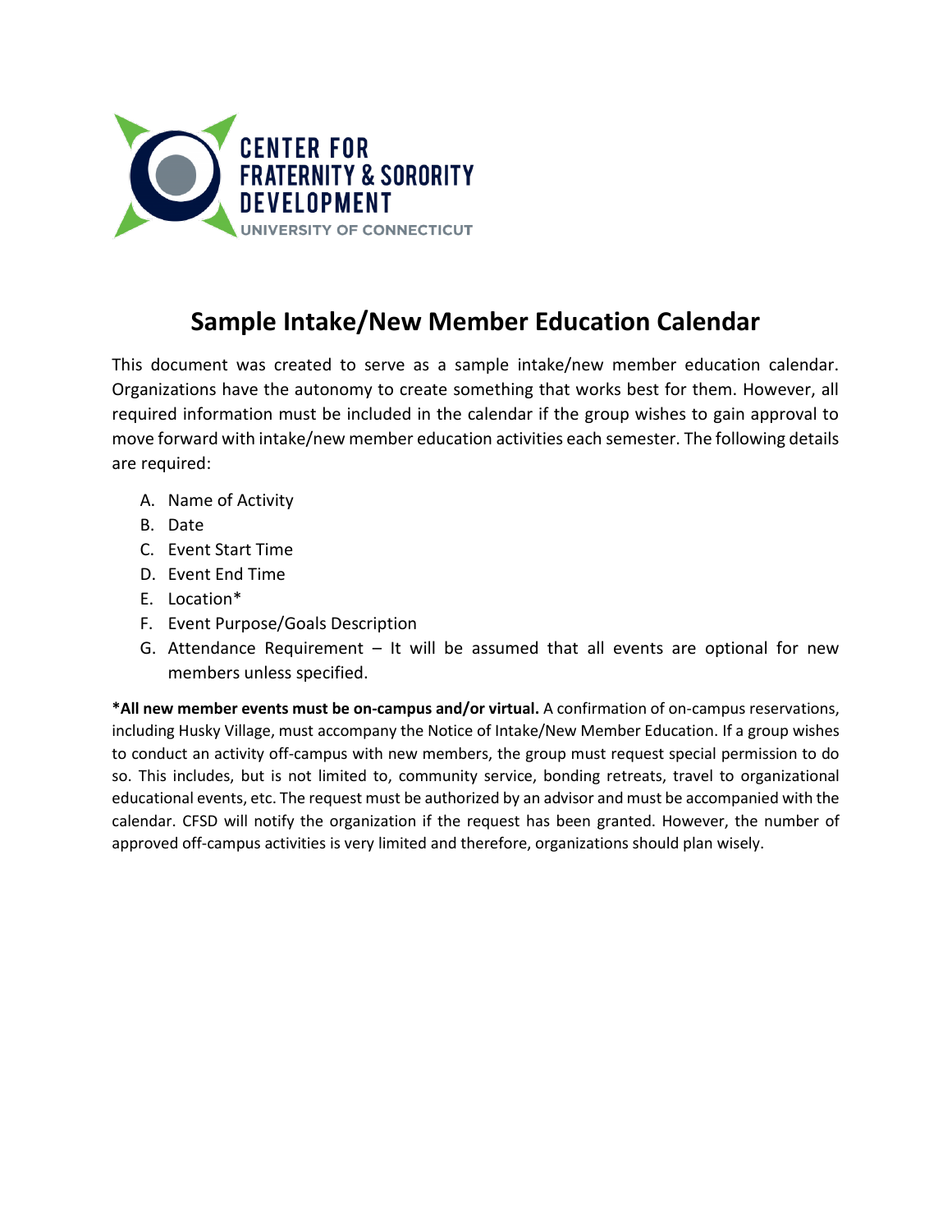CENTER FOR FRATERNITY & SORORITY DEVELOPMENT

UNIVERSITY OF CONNECTICUT

# Sample Intake/New Member Education Calendar

This document was created to serve as a sample intake/new member education calendar. Organizations have the autonomy to create something that works best for them. However, all required information must be included in the calendar if the group wishes to gain approval to move forward with intake/new member education activities each semester. The following details are required:

A. Name of Activity
B. Date
C. Event Start Time
D. Event End Time
E. Location*
F. Event Purpose/Goals Description
G. Attendance Requirement – It will be assumed that all events are optional for new members unless specified.

**\*All new member events must be on-campus and/or virtual.** A confirmation of on-campus reservations, including Husky Village, must accompany the Notice of Intake/New Member Education. If a group wishes to conduct an activity off-campus with new members, the group must request special permission to do so. This includes, but is not limited to, community service, bonding retreats, travel to organizational educational events, etc. The request must be authorized by an advisor and must be accompanied with the calendar. CFSD will notify the organization if the request has been granted. However, the number of approved off-campus activities is very limited and therefore, organizations should plan wisely.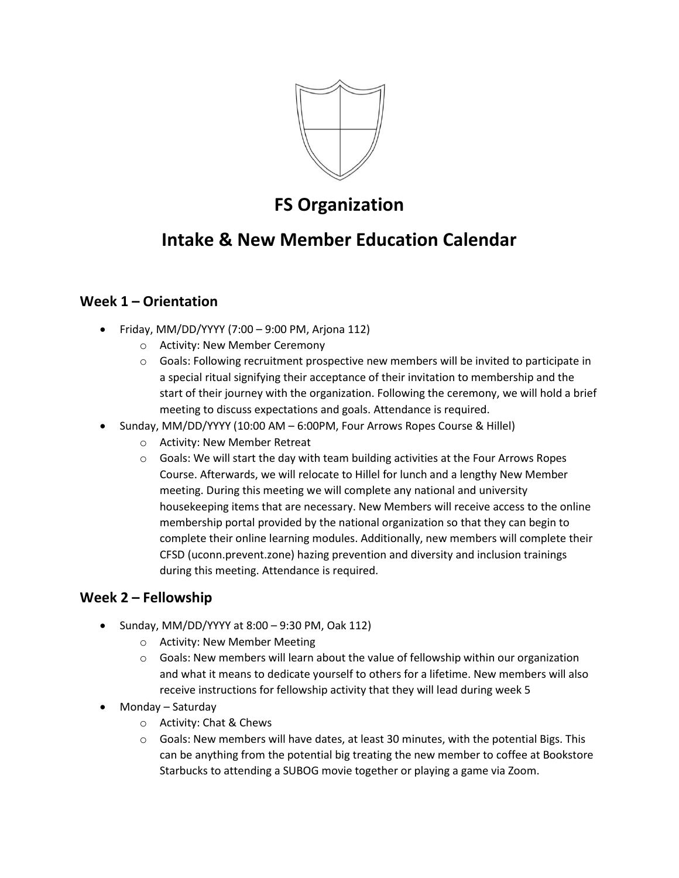# FS Organization

# Intake & New Member Education Calendar

## Week 1 – Orientation

- Friday, MM/DD/YYYY (7:00 – 9:00 PM, Arjona 112)
  - Activity: New Member Ceremony
  - Goals: Following recruitment prospective new members will be invited to participate in a special ritual signifying their acceptance of their invitation to membership and the start of their journey with the organization. Following the ceremony, we will hold a brief meeting to discuss expectations and goals. Attendance is required.
- Sunday, MM/DD/YYYY (10:00 AM – 6:00PM, Four Arrows Ropes Course & Hillel)
  - Activity: New Member Retreat
  - Goals: We will start the day with team building activities at the Four Arrows Ropes Course. Afterwards, we will relocate to Hillel for lunch and a lengthy New Member meeting. During this meeting we will complete any national and university housekeeping items that are necessary. New Members will receive access to the online membership portal provided by the national organization so that they can begin to complete their online learning modules. Additionally, new members will complete their CFSD (uconn.prevent.zone) hazing prevention and diversity and inclusion trainings during this meeting. Attendance is required.

## Week 2 – Fellowship

- Sunday, MM/DD/YYYY at 8:00 – 9:30 PM, Oak 112)
  - Activity: New Member Meeting
  - Goals: New members will learn about the value of fellowship within our organization and what it means to dedicate yourself to others for a lifetime. New members will also receive instructions for fellowship activity that they will lead during week 5
- Monday – Saturday
  - Activity: Chat & Chews
  - Goals: New members will have dates, at least 30 minutes, with the potential Bigs. This can be anything from the potential big treating the new member to coffee at Bookstore Starbucks to attending a SUBOG movie together or playing a game via Zoom.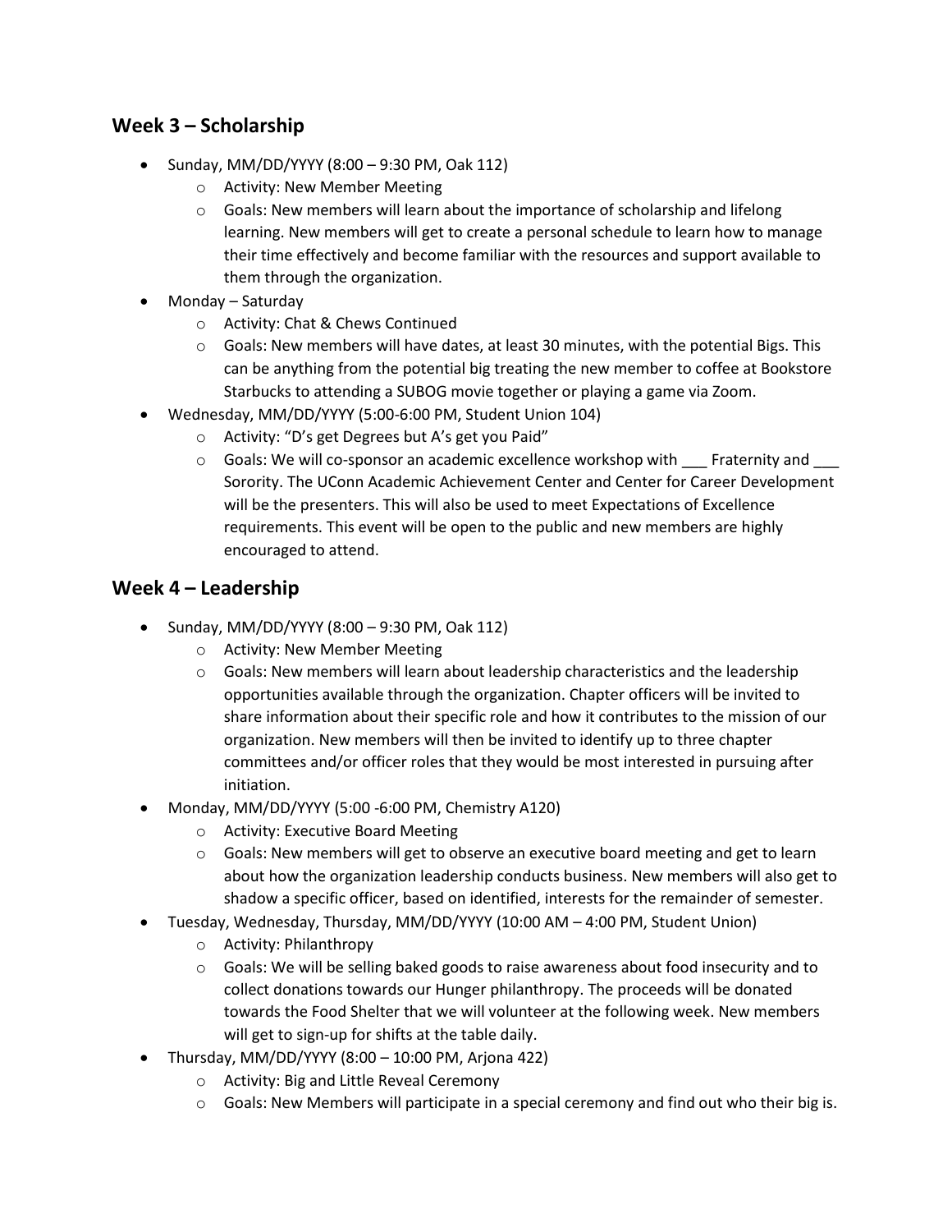## Week 3 – Scholarship

- Sunday, MM/DD/YYYY (8:00 – 9:30 PM, Oak 112)
  - Activity: New Member Meeting
  - Goals: New members will learn about the importance of scholarship and lifelong learning. New members will get to create a personal schedule to learn how to manage their time effectively and become familiar with the resources and support available to them through the organization.
- Monday – Saturday
  - Activity: Chat & Chews Continued
  - Goals: New members will have dates, at least 30 minutes, with the potential Bigs. This can be anything from the potential big treating the new member to coffee at Bookstore Starbucks to attending a SUBOG movie together or playing a game via Zoom.
- Wednesday, MM/DD/YYYY (5:00-6:00 PM, Student Union 104)
  - Activity: "D's get Degrees but A's get you Paid"
  - Goals: We will co-sponsor an academic excellence workshop with ___ Fraternity and ___ Sorority. The UConn Academic Achievement Center and Center for Career Development will be the presenters. This will also be used to meet Expectations of Excellence requirements. This event will be open to the public and new members are highly encouraged to attend.

## Week 4 – Leadership

- Sunday, MM/DD/YYYY (8:00 – 9:30 PM, Oak 112)
  - Activity: New Member Meeting
  - Goals: New members will learn about leadership characteristics and the leadership opportunities available through the organization. Chapter officers will be invited to share information about their specific role and how it contributes to the mission of our organization. New members will then be invited to identify up to three chapter committees and/or officer roles that they would be most interested in pursuing after initiation.
- Monday, MM/DD/YYYY (5:00 -6:00 PM, Chemistry A120)
  - Activity: Executive Board Meeting
  - Goals: New members will get to observe an executive board meeting and get to learn about how the organization leadership conducts business. New members will also get to shadow a specific officer, based on identified, interests for the remainder of semester.
- Tuesday, Wednesday, Thursday, MM/DD/YYYY (10:00 AM – 4:00 PM, Student Union)
  - Activity: Philanthropy
  - Goals: We will be selling baked goods to raise awareness about food insecurity and to collect donations towards our Hunger philanthropy. The proceeds will be donated towards the Food Shelter that we will volunteer at the following week. New members will get to sign-up for shifts at the table daily.
- Thursday, MM/DD/YYYY (8:00 – 10:00 PM, Arjona 422)
  - Activity: Big and Little Reveal Ceremony
  - Goals: New Members will participate in a special ceremony and find out who their big is.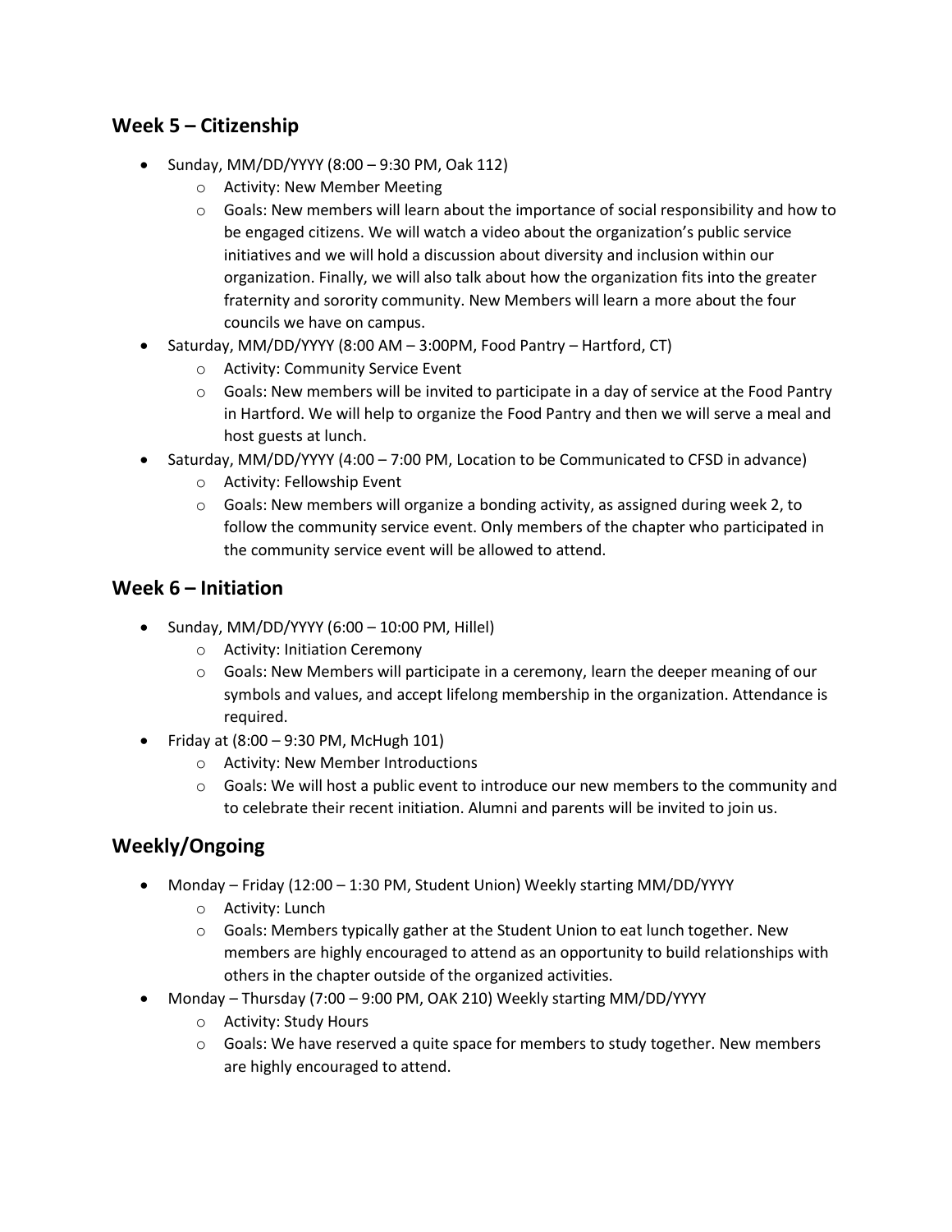## Week 5 – Citizenship

- Sunday, MM/DD/YYYY (8:00 – 9:30 PM, Oak 112)
  - Activity: New Member Meeting
  - Goals: New members will learn about the importance of social responsibility and how to be engaged citizens. We will watch a video about the organization's public service initiatives and we will hold a discussion about diversity and inclusion within our organization. Finally, we will also talk about how the organization fits into the greater fraternity and sorority community. New Members will learn a more about the four councils we have on campus.
- Saturday, MM/DD/YYYY (8:00 AM – 3:00PM, Food Pantry – Hartford, CT)
  - Activity: Community Service Event
  - Goals: New members will be invited to participate in a day of service at the Food Pantry in Hartford. We will help to organize the Food Pantry and then we will serve a meal and host guests at lunch.
- Saturday, MM/DD/YYYY (4:00 – 7:00 PM, Location to be Communicated to CFSD in advance)
  - Activity: Fellowship Event
  - Goals: New members will organize a bonding activity, as assigned during week 2, to follow the community service event. Only members of the chapter who participated in the community service event will be allowed to attend.

## Week 6 – Initiation

- Sunday, MM/DD/YYYY (6:00 – 10:00 PM, Hillel)
  - Activity: Initiation Ceremony
  - Goals: New Members will participate in a ceremony, learn the deeper meaning of our symbols and values, and accept lifelong membership in the organization. Attendance is required.
- Friday at (8:00 – 9:30 PM, McHugh 101)
  - Activity: New Member Introductions
  - Goals: We will host a public event to introduce our new members to the community and to celebrate their recent initiation. Alumni and parents will be invited to join us.

## Weekly/Ongoing

- Monday – Friday (12:00 – 1:30 PM, Student Union) Weekly starting MM/DD/YYYY
  - Activity: Lunch
  - Goals: Members typically gather at the Student Union to eat lunch together. New members are highly encouraged to attend as an opportunity to build relationships with others in the chapter outside of the organized activities.
- Monday – Thursday (7:00 – 9:00 PM, OAK 210) Weekly starting MM/DD/YYYY
  - Activity: Study Hours
  - Goals: We have reserved a quite space for members to study together. New members are highly encouraged to attend.